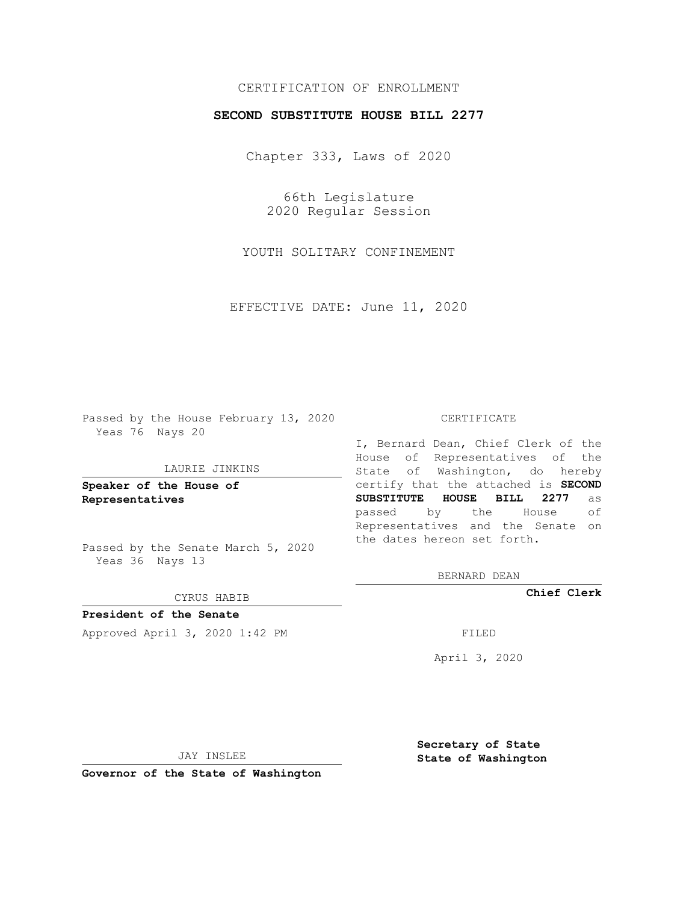CERTIFICATION OF ENROLLMENT

**SECOND SUBSTITUTE HOUSE BILL 2277**

Chapter 333, Laws of 2020

66th Legislature
2020 Regular Session

YOUTH SOLITARY CONFINEMENT

EFFECTIVE DATE: June 11, 2020

Passed by the House February 13, 2020
Yeas 76 Nays 20

LAURIE JINKINS

**Speaker of the House of Representatives**

Passed by the Senate March 5, 2020
Yeas 36 Nays 13

CYRUS HABIB

**President of the Senate**

Approved April 3, 2020 1:42 PM

JAY INSLEE

**Governor of the State of Washington**

CERTIFICATE

I, Bernard Dean, Chief Clerk of the House of Representatives of the State of Washington, do hereby certify that the attached is **SECOND SUBSTITUTE HOUSE BILL 2277** as passed by the House of Representatives and the Senate on the dates hereon set forth.

BERNARD DEAN

**Chief Clerk**

FILED

April 3, 2020

**Secretary of State**
**State of Washington**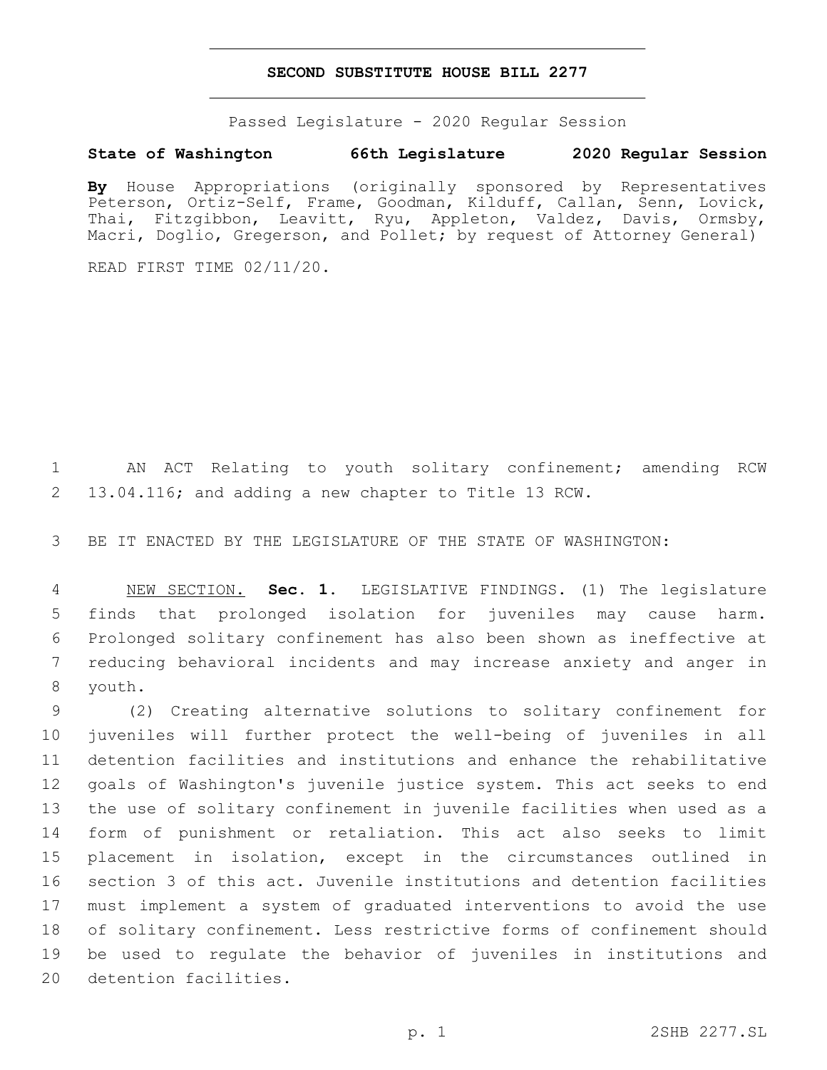# SECOND SUBSTITUTE HOUSE BILL 2277

Passed Legislature - 2020 Regular Session

**State of Washington 66th Legislature 2020 Regular Session**

**By** House Appropriations (originally sponsored by Representatives Peterson, Ortiz-Self, Frame, Goodman, Kilduff, Callan, Senn, Lovick, Thai, Fitzgibbon, Leavitt, Ryu, Appleton, Valdez, Davis, Ormsby, Macri, Doglio, Gregerson, and Pollet; by request of Attorney General)

READ FIRST TIME 02/11/20.

AN ACT Relating to youth solitary confinement; amending RCW 13.04.116; and adding a new chapter to Title 13 RCW.

BE IT ENACTED BY THE LEGISLATURE OF THE STATE OF WASHINGTON:

NEW SECTION. **Sec. 1.** LEGISLATIVE FINDINGS. (1) The legislature finds that prolonged isolation for juveniles may cause harm. Prolonged solitary confinement has also been shown as ineffective at reducing behavioral incidents and may increase anxiety and anger in youth.

(2) Creating alternative solutions to solitary confinement for juveniles will further protect the well-being of juveniles in all detention facilities and institutions and enhance the rehabilitative goals of Washington's juvenile justice system. This act seeks to end the use of solitary confinement in juvenile facilities when used as a form of punishment or retaliation. This act also seeks to limit placement in isolation, except in the circumstances outlined in section 3 of this act. Juvenile institutions and detention facilities must implement a system of graduated interventions to avoid the use of solitary confinement. Less restrictive forms of confinement should be used to regulate the behavior of juveniles in institutions and detention facilities.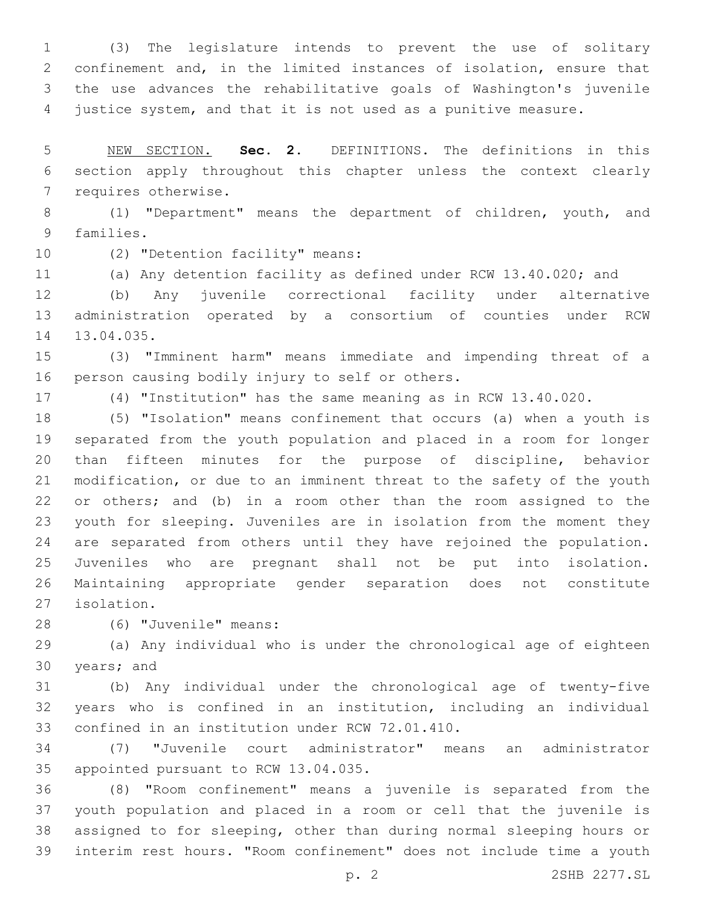(3) The legislature intends to prevent the use of solitary confinement and, in the limited instances of isolation, ensure that the use advances the rehabilitative goals of Washington's juvenile justice system, and that it is not used as a punitive measure.

NEW SECTION. **Sec. 2.** DEFINITIONS. The definitions in this section apply throughout this chapter unless the context clearly requires otherwise.

(1) "Department" means the department of children, youth, and families.

(2) "Detention facility" means:

(a) Any detention facility as defined under RCW 13.40.020; and

(b) Any juvenile correctional facility under alternative administration operated by a consortium of counties under RCW 13.04.035.

(3) "Imminent harm" means immediate and impending threat of a person causing bodily injury to self or others.

(4) "Institution" has the same meaning as in RCW 13.40.020.

(5) "Isolation" means confinement that occurs (a) when a youth is separated from the youth population and placed in a room for longer than fifteen minutes for the purpose of discipline, behavior modification, or due to an imminent threat to the safety of the youth or others; and (b) in a room other than the room assigned to the youth for sleeping. Juveniles are in isolation from the moment they are separated from others until they have rejoined the population. Juveniles who are pregnant shall not be put into isolation. Maintaining appropriate gender separation does not constitute isolation.

(6) "Juvenile" means:

(a) Any individual who is under the chronological age of eighteen years; and

(b) Any individual under the chronological age of twenty-five years who is confined in an institution, including an individual confined in an institution under RCW 72.01.410.

(7) "Juvenile court administrator" means an administrator appointed pursuant to RCW 13.04.035.

(8) "Room confinement" means a juvenile is separated from the youth population and placed in a room or cell that the juvenile is assigned to for sleeping, other than during normal sleeping hours or interim rest hours. "Room confinement" does not include time a youth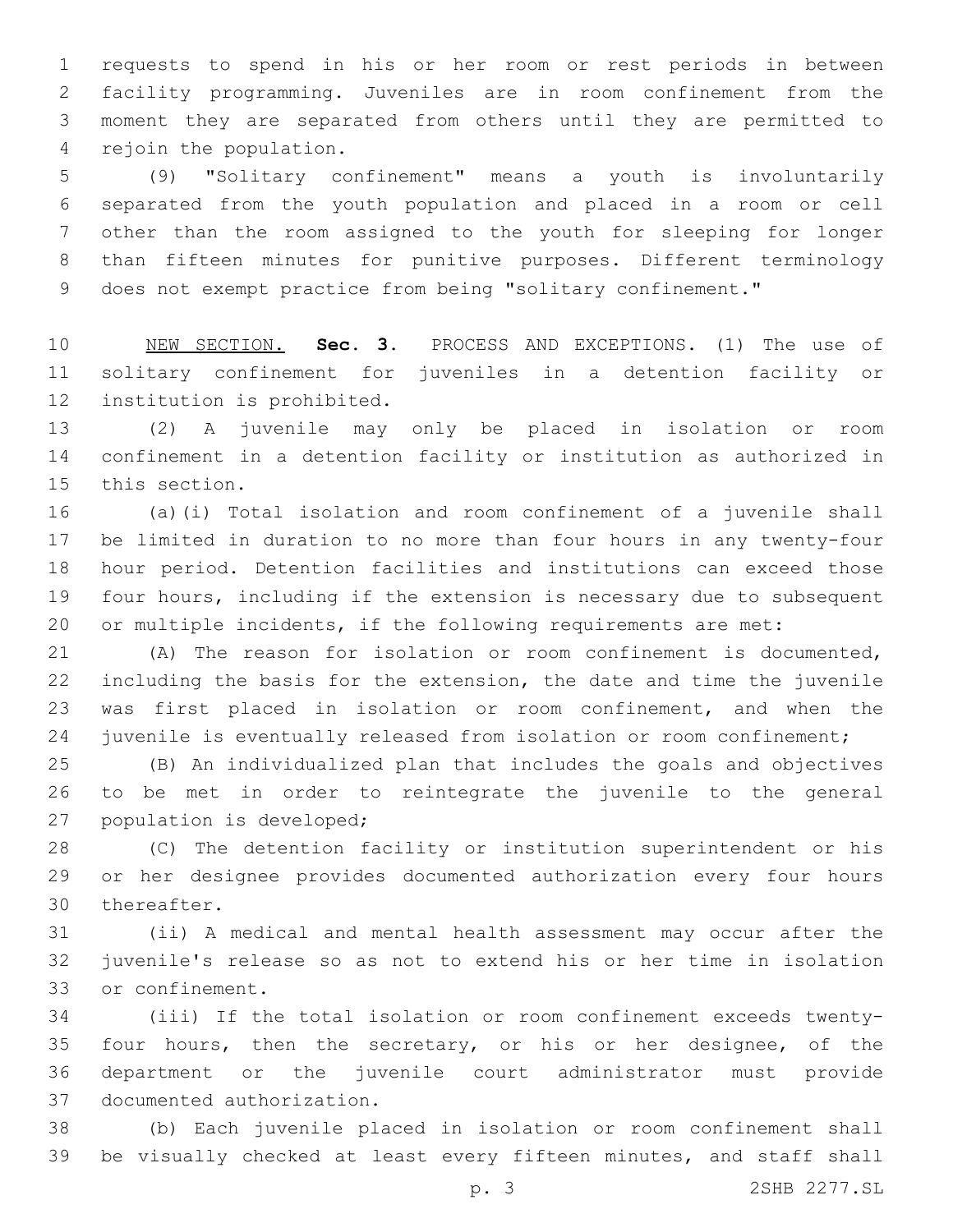requests to spend in his or her room or rest periods in between facility programming. Juveniles are in room confinement from the moment they are separated from others until they are permitted to rejoin the population.

(9) "Solitary confinement" means a youth is involuntarily separated from the youth population and placed in a room or cell other than the room assigned to the youth for sleeping for longer than fifteen minutes for punitive purposes. Different terminology does not exempt practice from being "solitary confinement."

NEW SECTION. **Sec. 3.** PROCESS AND EXCEPTIONS. (1) The use of solitary confinement for juveniles in a detention facility or institution is prohibited.

(2) A juvenile may only be placed in isolation or room confinement in a detention facility or institution as authorized in this section.

(a)(i) Total isolation and room confinement of a juvenile shall be limited in duration to no more than four hours in any twenty-four hour period. Detention facilities and institutions can exceed those four hours, including if the extension is necessary due to subsequent or multiple incidents, if the following requirements are met:

(A) The reason for isolation or room confinement is documented, including the basis for the extension, the date and time the juvenile was first placed in isolation or room confinement, and when the juvenile is eventually released from isolation or room confinement;

(B) An individualized plan that includes the goals and objectives to be met in order to reintegrate the juvenile to the general population is developed;

(C) The detention facility or institution superintendent or his or her designee provides documented authorization every four hours thereafter.

(ii) A medical and mental health assessment may occur after the juvenile's release so as not to extend his or her time in isolation or confinement.

(iii) If the total isolation or room confinement exceeds twenty-four hours, then the secretary, or his or her designee, of the department or the juvenile court administrator must provide documented authorization.

(b) Each juvenile placed in isolation or room confinement shall be visually checked at least every fifteen minutes, and staff shall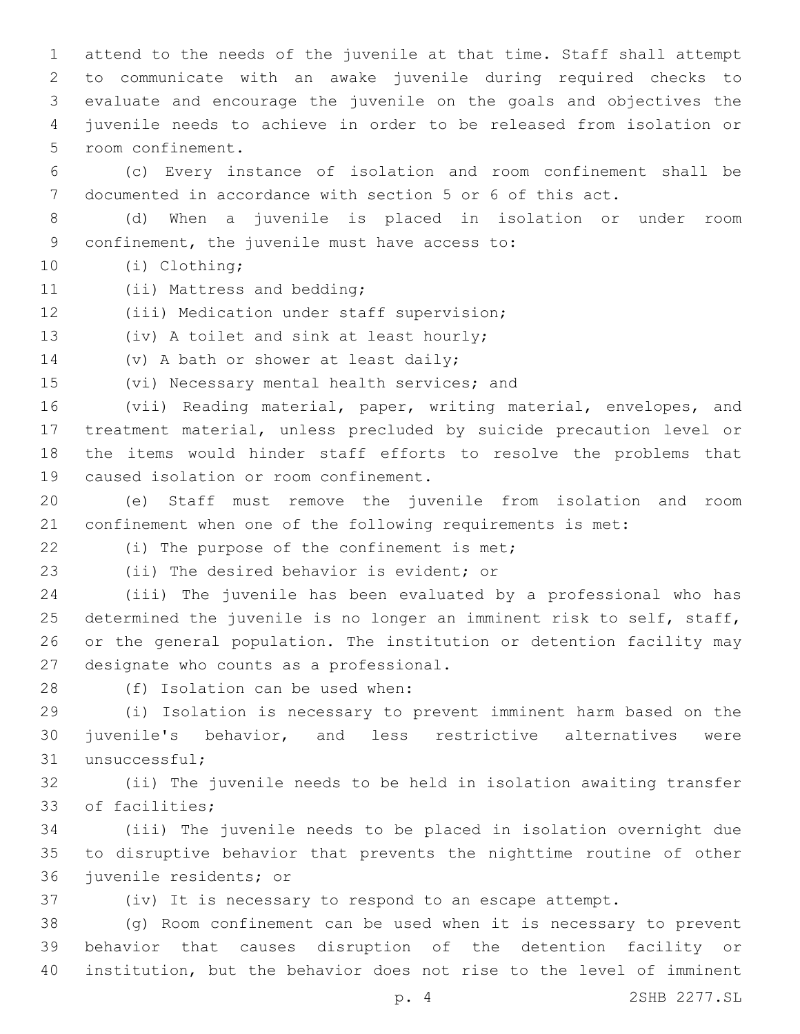attend to the needs of the juvenile at that time. Staff shall attempt to communicate with an awake juvenile during required checks to evaluate and encourage the juvenile on the goals and objectives the juvenile needs to achieve in order to be released from isolation or room confinement.

(c) Every instance of isolation and room confinement shall be documented in accordance with section 5 or 6 of this act.

(d) When a juvenile is placed in isolation or under room confinement, the juvenile must have access to:

(i) Clothing;

(ii) Mattress and bedding;

(iii) Medication under staff supervision;

(iv) A toilet and sink at least hourly;

(v) A bath or shower at least daily;

(vi) Necessary mental health services; and

(vii) Reading material, paper, writing material, envelopes, and treatment material, unless precluded by suicide precaution level or the items would hinder staff efforts to resolve the problems that caused isolation or room confinement.

(e) Staff must remove the juvenile from isolation and room confinement when one of the following requirements is met:

(i) The purpose of the confinement is met;

(ii) The desired behavior is evident; or

(iii) The juvenile has been evaluated by a professional who has determined the juvenile is no longer an imminent risk to self, staff, or the general population. The institution or detention facility may designate who counts as a professional.

(f) Isolation can be used when:

(i) Isolation is necessary to prevent imminent harm based on the juvenile's behavior, and less restrictive alternatives were unsuccessful;

(ii) The juvenile needs to be held in isolation awaiting transfer of facilities;

(iii) The juvenile needs to be placed in isolation overnight due to disruptive behavior that prevents the nighttime routine of other juvenile residents; or

(iv) It is necessary to respond to an escape attempt.

(g) Room confinement can be used when it is necessary to prevent behavior that causes disruption of the detention facility or institution, but the behavior does not rise to the level of imminent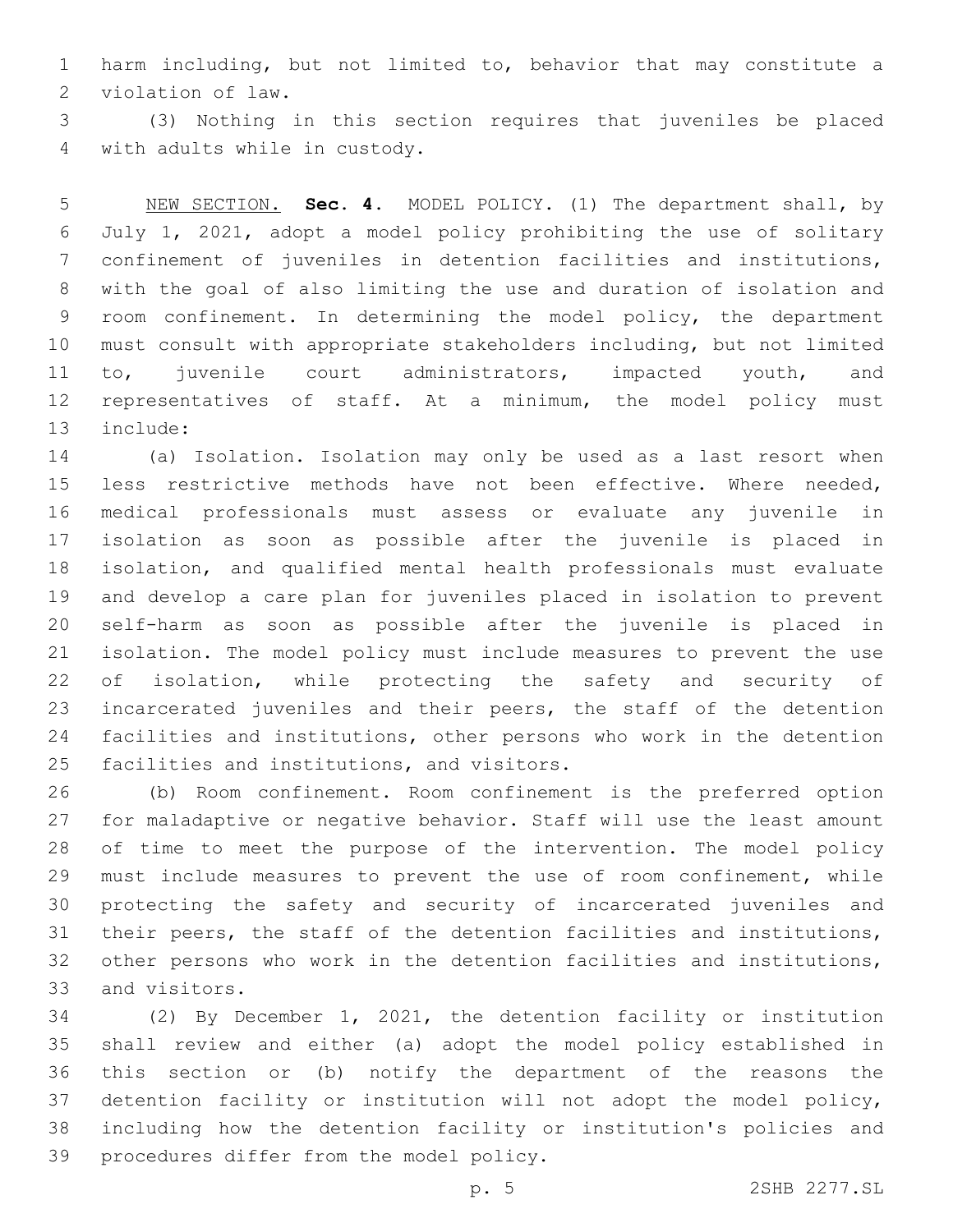harm including, but not limited to, behavior that may constitute a violation of law.

(3) Nothing in this section requires that juveniles be placed with adults while in custody.

NEW SECTION. **Sec. 4.** MODEL POLICY. (1) The department shall, by July 1, 2021, adopt a model policy prohibiting the use of solitary confinement of juveniles in detention facilities and institutions, with the goal of also limiting the use and duration of isolation and room confinement. In determining the model policy, the department must consult with appropriate stakeholders including, but not limited to, juvenile court administrators, impacted youth, and representatives of staff. At a minimum, the model policy must include:

(a) Isolation. Isolation may only be used as a last resort when less restrictive methods have not been effective. Where needed, medical professionals must assess or evaluate any juvenile in isolation as soon as possible after the juvenile is placed in isolation, and qualified mental health professionals must evaluate and develop a care plan for juveniles placed in isolation to prevent self-harm as soon as possible after the juvenile is placed in isolation. The model policy must include measures to prevent the use of isolation, while protecting the safety and security of incarcerated juveniles and their peers, the staff of the detention facilities and institutions, other persons who work in the detention facilities and institutions, and visitors.

(b) Room confinement. Room confinement is the preferred option for maladaptive or negative behavior. Staff will use the least amount of time to meet the purpose of the intervention. The model policy must include measures to prevent the use of room confinement, while protecting the safety and security of incarcerated juveniles and their peers, the staff of the detention facilities and institutions, other persons who work in the detention facilities and institutions, and visitors.

(2) By December 1, 2021, the detention facility or institution shall review and either (a) adopt the model policy established in this section or (b) notify the department of the reasons the detention facility or institution will not adopt the model policy, including how the detention facility or institution's policies and procedures differ from the model policy.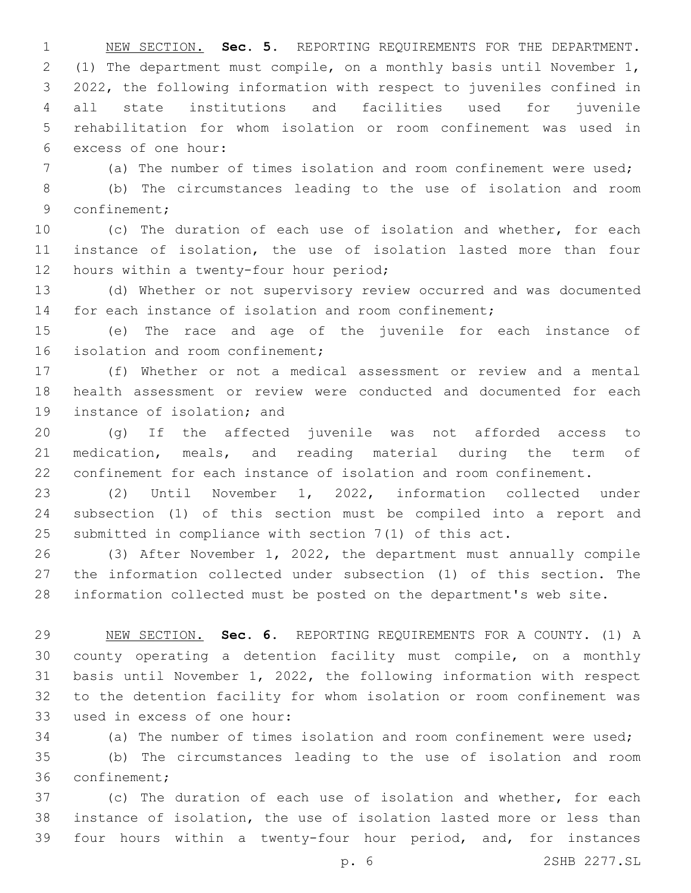NEW SECTION. **Sec. 5.** REPORTING REQUIREMENTS FOR THE DEPARTMENT. (1) The department must compile, on a monthly basis until November 1, 2022, the following information with respect to juveniles confined in all state institutions and facilities used for juvenile rehabilitation for whom isolation or room confinement was used in excess of one hour:

(a) The number of times isolation and room confinement were used;

(b) The circumstances leading to the use of isolation and room confinement;

(c) The duration of each use of isolation and whether, for each instance of isolation, the use of isolation lasted more than four hours within a twenty-four hour period;

(d) Whether or not supervisory review occurred and was documented for each instance of isolation and room confinement;

(e) The race and age of the juvenile for each instance of isolation and room confinement;

(f) Whether or not a medical assessment or review and a mental health assessment or review were conducted and documented for each instance of isolation; and

(g) If the affected juvenile was not afforded access to medication, meals, and reading material during the term of confinement for each instance of isolation and room confinement.

(2) Until November 1, 2022, information collected under subsection (1) of this section must be compiled into a report and submitted in compliance with section 7(1) of this act.

(3) After November 1, 2022, the department must annually compile the information collected under subsection (1) of this section. The information collected must be posted on the department's web site.

NEW SECTION. **Sec. 6.** REPORTING REQUIREMENTS FOR A COUNTY. (1) A county operating a detention facility must compile, on a monthly basis until November 1, 2022, the following information with respect to the detention facility for whom isolation or room confinement was used in excess of one hour:

(a) The number of times isolation and room confinement were used;

(b) The circumstances leading to the use of isolation and room confinement;

(c) The duration of each use of isolation and whether, for each instance of isolation, the use of isolation lasted more or less than four hours within a twenty-four hour period, and, for instances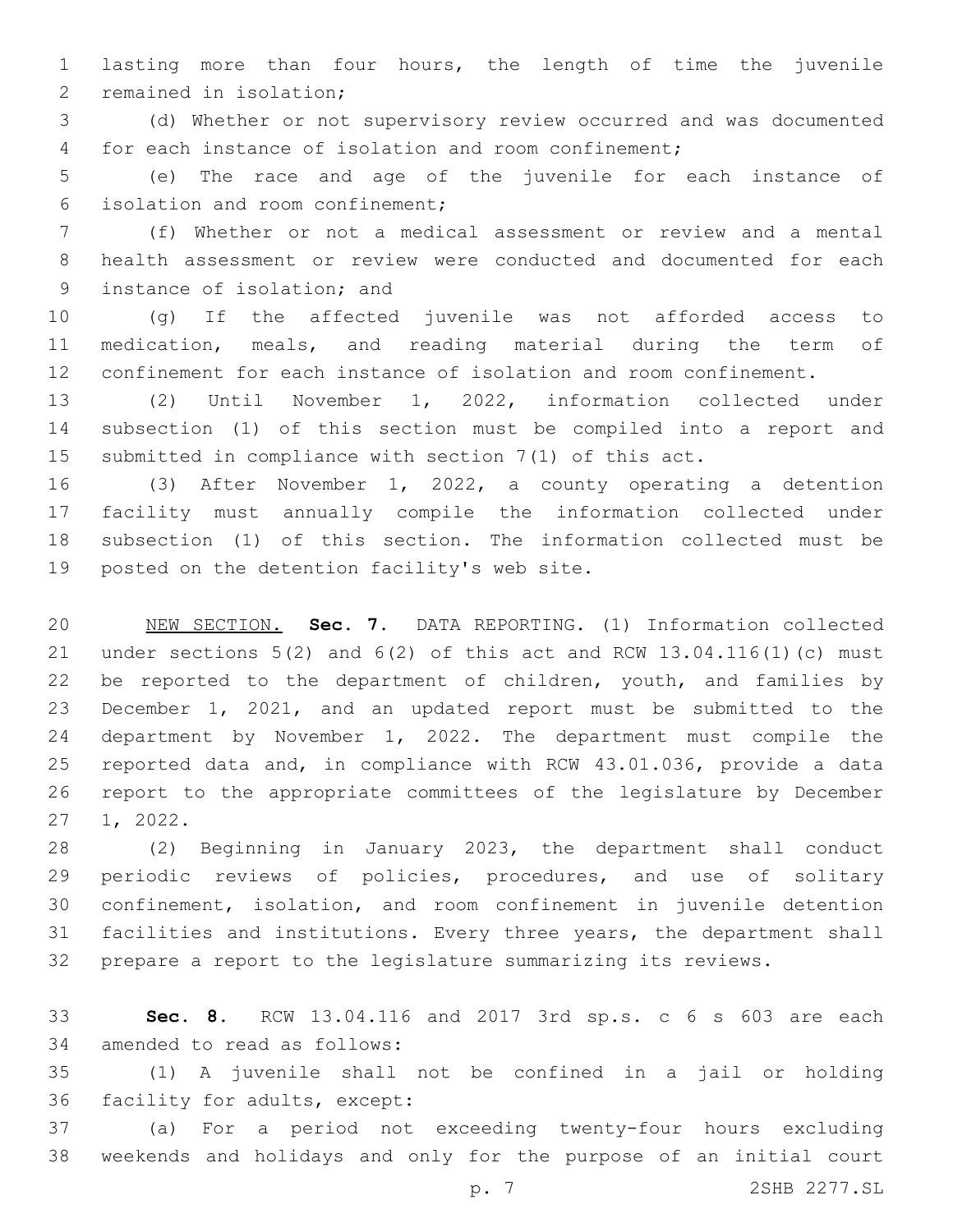lasting more than four hours, the length of time the juvenile remained in isolation;

(d) Whether or not supervisory review occurred and was documented for each instance of isolation and room confinement;

(e) The race and age of the juvenile for each instance of isolation and room confinement;

(f) Whether or not a medical assessment or review and a mental health assessment or review were conducted and documented for each instance of isolation; and

(g) If the affected juvenile was not afforded access to medication, meals, and reading material during the term of confinement for each instance of isolation and room confinement.

(2) Until November 1, 2022, information collected under subsection (1) of this section must be compiled into a report and submitted in compliance with section 7(1) of this act.

(3) After November 1, 2022, a county operating a detention facility must annually compile the information collected under subsection (1) of this section. The information collected must be posted on the detention facility's web site.

NEW SECTION. **Sec. 7.** DATA REPORTING. (1) Information collected under sections 5(2) and 6(2) of this act and RCW 13.04.116(1)(c) must be reported to the department of children, youth, and families by December 1, 2021, and an updated report must be submitted to the department by November 1, 2022. The department must compile the reported data and, in compliance with RCW 43.01.036, provide a data report to the appropriate committees of the legislature by December 1, 2022.

(2) Beginning in January 2023, the department shall conduct periodic reviews of policies, procedures, and use of solitary confinement, isolation, and room confinement in juvenile detention facilities and institutions. Every three years, the department shall prepare a report to the legislature summarizing its reviews.

**Sec. 8.** RCW 13.04.116 and 2017 3rd sp.s. c 6 s 603 are each amended to read as follows:

(1) A juvenile shall not be confined in a jail or holding facility for adults, except:

(a) For a period not exceeding twenty-four hours excluding weekends and holidays and only for the purpose of an initial court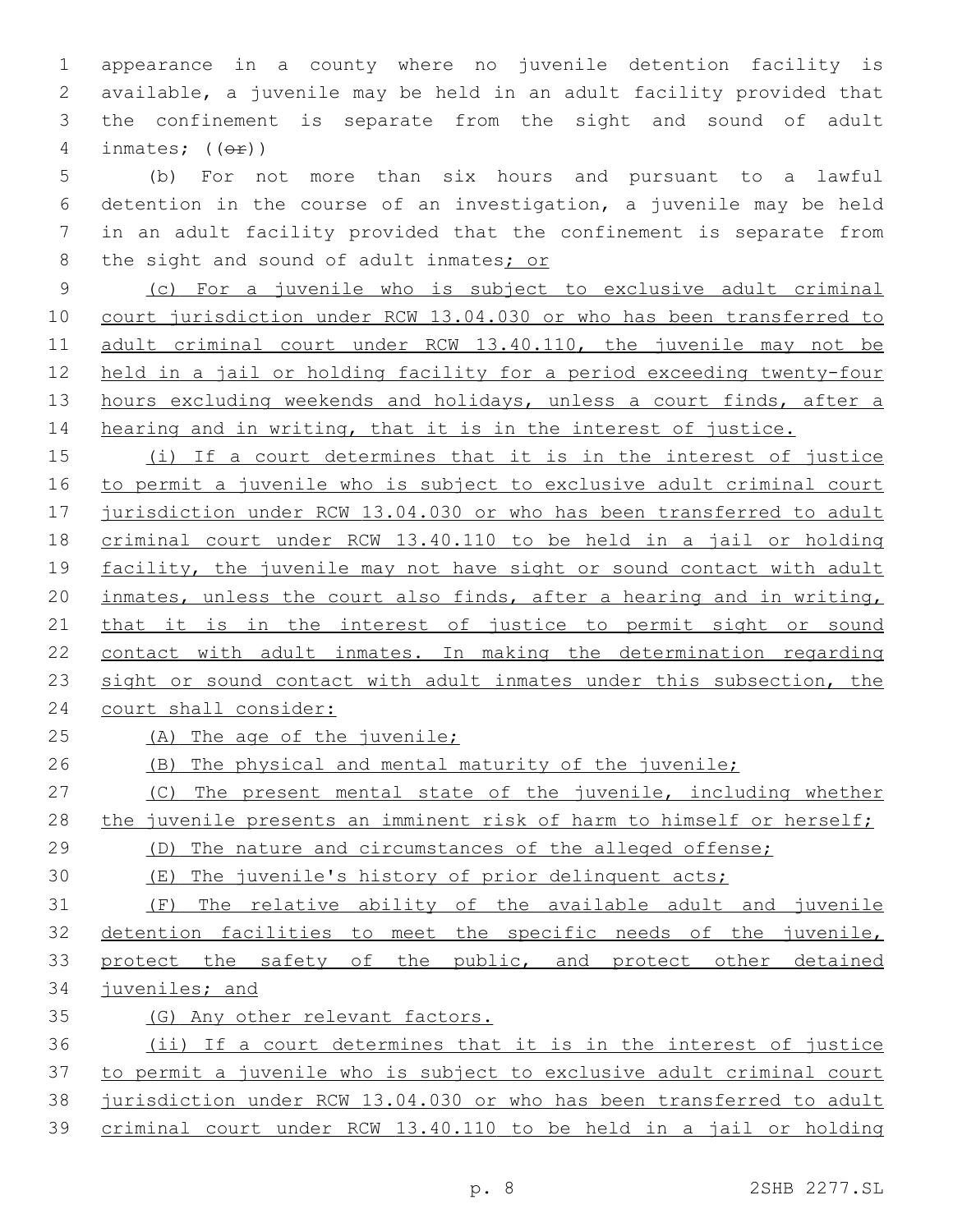appearance in a county where no juvenile detention facility is available, a juvenile may be held in an adult facility provided that the confinement is separate from the sight and sound of adult inmates; ((~~or~~))

(b) For not more than six hours and pursuant to a lawful detention in the course of an investigation, a juvenile may be held in an adult facility provided that the confinement is separate from the sight and sound of adult inmates<u>; or</u>

<u>(c) For a juvenile who is subject to exclusive adult criminal court jurisdiction under RCW 13.04.030 or who has been transferred to adult criminal court under RCW 13.40.110, the juvenile may not be held in a jail or holding facility for a period exceeding twenty-four hours excluding weekends and holidays, unless a court finds, after a hearing and in writing, that it is in the interest of justice.</u>

<u>(i) If a court determines that it is in the interest of justice to permit a juvenile who is subject to exclusive adult criminal court jurisdiction under RCW 13.04.030 or who has been transferred to adult criminal court under RCW 13.40.110 to be held in a jail or holding facility, the juvenile may not have sight or sound contact with adult inmates, unless the court also finds, after a hearing and in writing, that it is in the interest of justice to permit sight or sound contact with adult inmates. In making the determination regarding sight or sound contact with adult inmates under this subsection, the court shall consider:</u>

<u>(A) The age of the juvenile;</u>

<u>(B) The physical and mental maturity of the juvenile;</u>

<u>(C) The present mental state of the juvenile, including whether the juvenile presents an imminent risk of harm to himself or herself;</u>

<u>(D) The nature and circumstances of the alleged offense;</u>

<u>(E) The juvenile's history of prior delinquent acts;</u>

<u>(F) The relative ability of the available adult and juvenile detention facilities to meet the specific needs of the juvenile, protect the safety of the public, and protect other detained juveniles; and</u>

<u>(G) Any other relevant factors.</u>

<u>(ii) If a court determines that it is in the interest of justice to permit a juvenile who is subject to exclusive adult criminal court jurisdiction under RCW 13.04.030 or who has been transferred to adult criminal court under RCW 13.40.110 to be held in a jail or holding</u>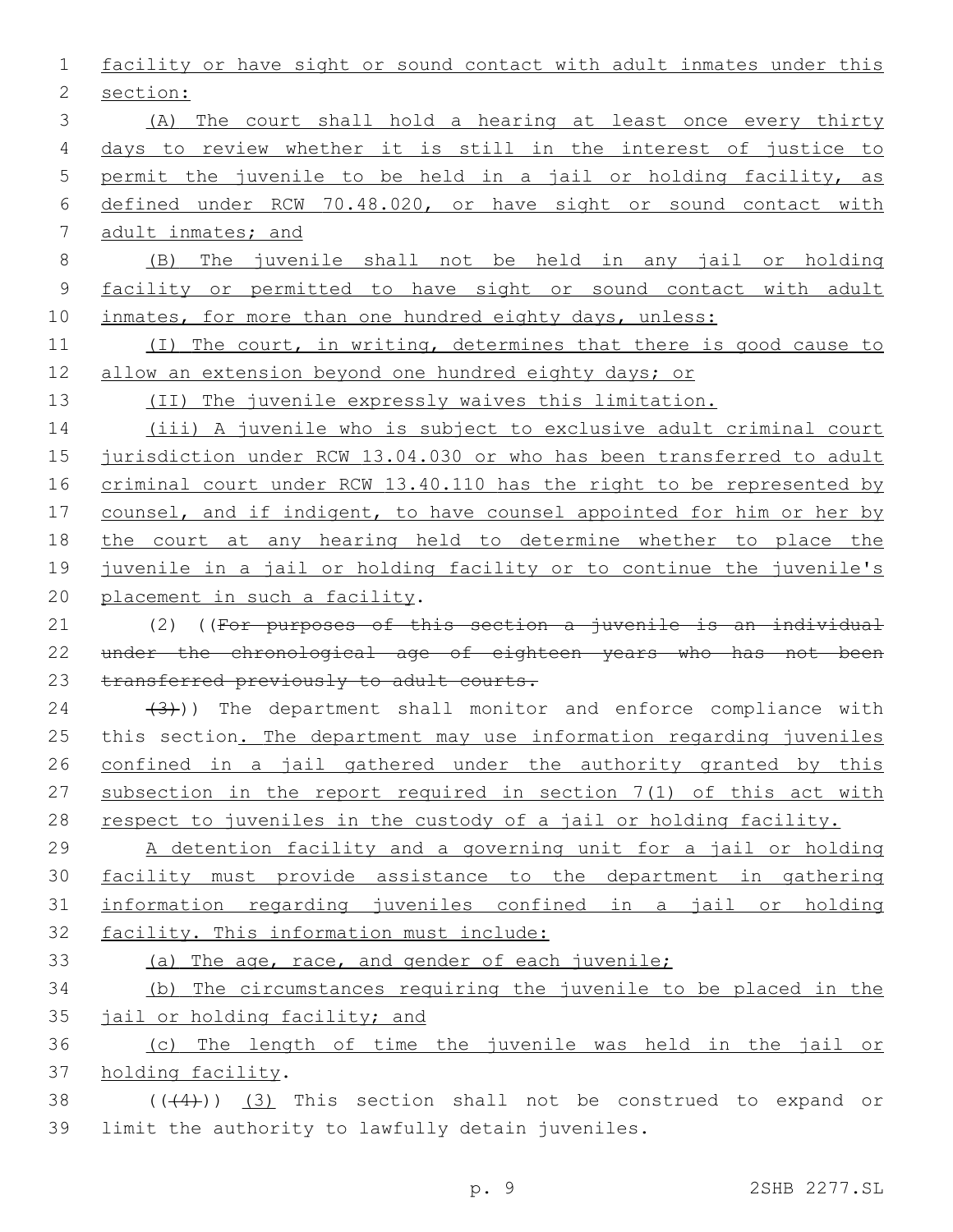facility or have sight or sound contact with adult inmates under this section:

(A) The court shall hold a hearing at least once every thirty days to review whether it is still in the interest of justice to permit the juvenile to be held in a jail or holding facility, as defined under RCW 70.48.020, or have sight or sound contact with adult inmates; and

(B) The juvenile shall not be held in any jail or holding facility or permitted to have sight or sound contact with adult inmates, for more than one hundred eighty days, unless:

(I) The court, in writing, determines that there is good cause to allow an extension beyond one hundred eighty days; or

(II) The juvenile expressly waives this limitation.

(iii) A juvenile who is subject to exclusive adult criminal court jurisdiction under RCW 13.04.030 or who has been transferred to adult criminal court under RCW 13.40.110 has the right to be represented by counsel, and if indigent, to have counsel appointed for him or her by the court at any hearing held to determine whether to place the juvenile in a jail or holding facility or to continue the juvenile's placement in such a facility.

(2) ((~~For purposes of this section a juvenile is an individual under the chronological age of eighteen years who has not been transferred previously to adult courts.~~

~~(3)~~)) The department shall monitor and enforce compliance with this section. The department may use information regarding juveniles confined in a jail gathered under the authority granted by this subsection in the report required in section 7(1) of this act with respect to juveniles in the custody of a jail or holding facility.

A detention facility and a governing unit for a jail or holding facility must provide assistance to the department in gathering information regarding juveniles confined in a jail or holding facility. This information must include:

(a) The age, race, and gender of each juvenile;

(b) The circumstances requiring the juvenile to be placed in the jail or holding facility; and

(c) The length of time the juvenile was held in the jail or holding facility.

((~~(4)~~)) (3) This section shall not be construed to expand or limit the authority to lawfully detain juveniles.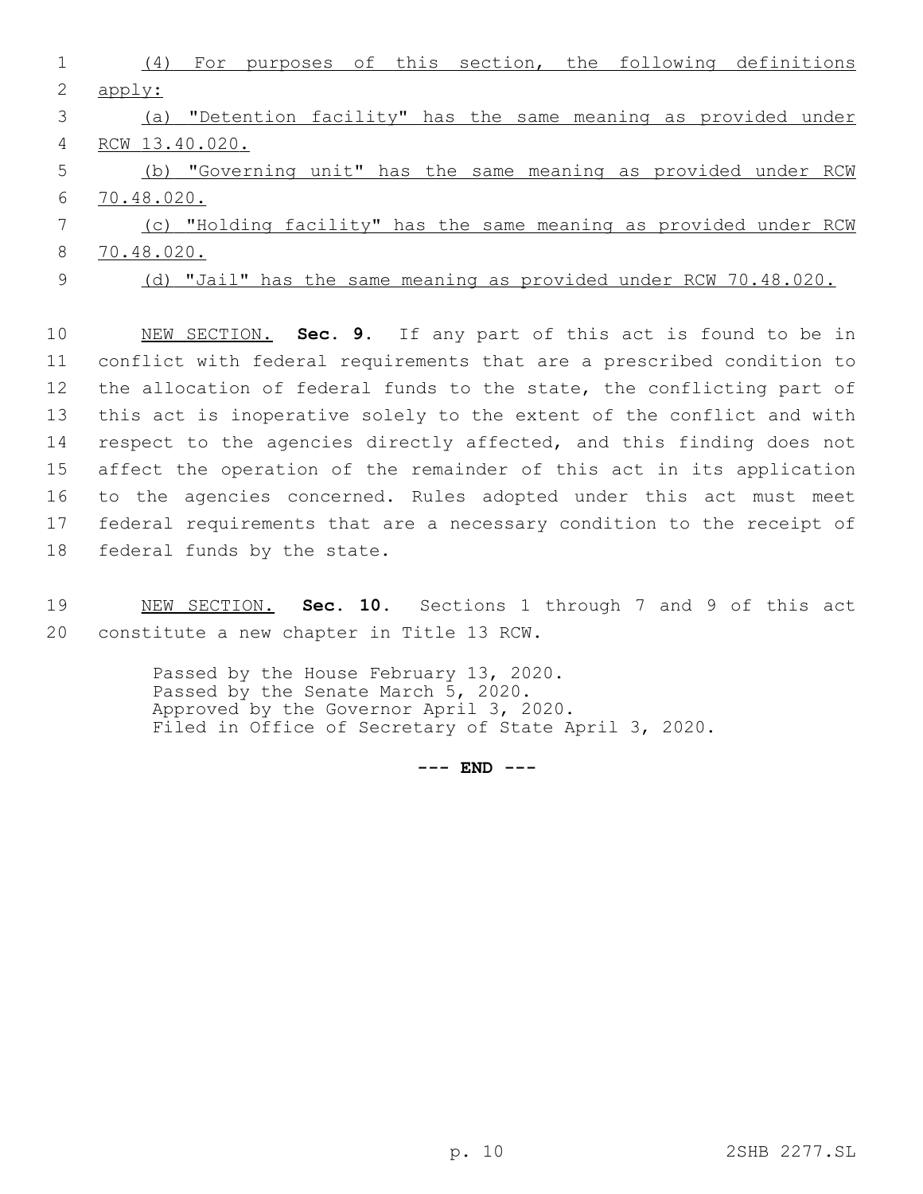(4) For purposes of this section, the following definitions apply:

(a) "Detention facility" has the same meaning as provided under RCW 13.40.020.

(b) "Governing unit" has the same meaning as provided under RCW 70.48.020.

(c) "Holding facility" has the same meaning as provided under RCW 70.48.020.

(d) "Jail" has the same meaning as provided under RCW 70.48.020.

NEW SECTION. **Sec. 9.** If any part of this act is found to be in conflict with federal requirements that are a prescribed condition to the allocation of federal funds to the state, the conflicting part of this act is inoperative solely to the extent of the conflict and with respect to the agencies directly affected, and this finding does not affect the operation of the remainder of this act in its application to the agencies concerned. Rules adopted under this act must meet federal requirements that are a necessary condition to the receipt of federal funds by the state.

NEW SECTION. **Sec. 10.** Sections 1 through 7 and 9 of this act constitute a new chapter in Title 13 RCW.

Passed by the House February 13, 2020.
Passed by the Senate March 5, 2020.
Approved by the Governor April 3, 2020.
Filed in Office of Secretary of State April 3, 2020.

**--- END ---**